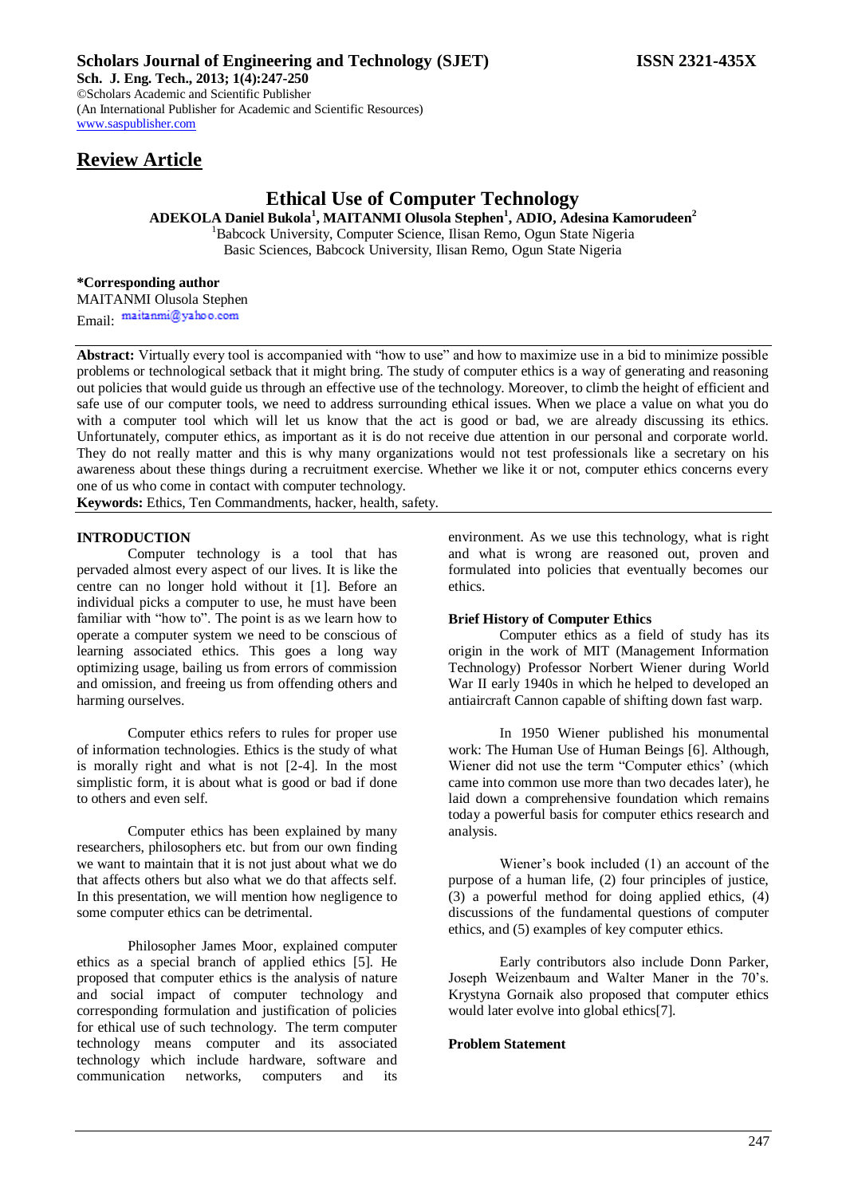# Review Article

## Ethical Use of Computer Technology

**ADEKOLA Daniel Bukola[1], MAITANMI Olusola Stephen[1], ADIO, Adesina Kamorudeen[2]**

[1]Babcock University, Computer Science, Ilisan Remo, Ogun State Nigeria

Basic Sciences, Babcock University, Ilisan Remo, Ogun State Nigeria

**\*Corresponding author**

MAITANMI Olusola Stephen

Email: maitanmi@yahoo.com

**Abstract:** Virtually every tool is accompanied with "how to use" and how to maximize use in a bid to minimize possible problems or technological setback that it might bring. The study of computer ethics is a way of generating and reasoning out policies that would guide us through an effective use of the technology. Moreover, to climb the height of efficient and safe use of our computer tools, we need to address surrounding ethical issues. When we place a value on what you do with a computer tool which will let us know that the act is good or bad, we are already discussing its ethics. Unfortunately, computer ethics, as important as it is do not receive due attention in our personal and corporate world. They do not really matter and this is why many organizations would not test professionals like a secretary on his awareness about these things during a recruitment exercise. Whether we like it or not, computer ethics concerns every one of us who come in contact with computer technology.

**Keywords:** Ethics, Ten Commandments, hacker, health, safety.

### INTRODUCTION

Computer technology is a tool that has pervaded almost every aspect of our lives. It is like the centre can no longer hold without it [1]. Before an individual picks a computer to use, he must have been familiar with "how to". The point is as we learn how to operate a computer system we need to be conscious of learning associated ethics. This goes a long way optimizing usage, bailing us from errors of commission and omission, and freeing us from offending others and harming ourselves.

Computer ethics refers to rules for proper use of information technologies. Ethics is the study of what is morally right and what is not [2-4]. In the most simplistic form, it is about what is good or bad if done to others and even self.

Computer ethics has been explained by many researchers, philosophers etc. but from our own finding we want to maintain that it is not just about what we do that affects others but also what we do that affects self. In this presentation, we will mention how negligence to some computer ethics can be detrimental.

Philosopher James Moor, explained computer ethics as a special branch of applied ethics [5]. He proposed that computer ethics is the analysis of nature and social impact of computer technology and corresponding formulation and justification of policies for ethical use of such technology. The term computer technology means computer and its associated technology which include hardware, software and communication networks, computers and its environment. As we use this technology, what is right and what is wrong are reasoned out, proven and formulated into policies that eventually becomes our ethics.

### Brief History of Computer Ethics

Computer ethics as a field of study has its origin in the work of MIT (Management Information Technology) Professor Norbert Wiener during World War II early 1940s in which he helped to developed an antiaircraft Cannon capable of shifting down fast warp.

In 1950 Wiener published his monumental work: The Human Use of Human Beings [6]. Although, Wiener did not use the term "Computer ethics' (which came into common use more than two decades later), he laid down a comprehensive foundation which remains today a powerful basis for computer ethics research and analysis.

Wiener's book included (1) an account of the purpose of a human life, (2) four principles of justice, (3) a powerful method for doing applied ethics, (4) discussions of the fundamental questions of computer ethics, and (5) examples of key computer ethics.

Early contributors also include Donn Parker, Joseph Weizenbaum and Walter Maner in the 70's. Krystyna Gornaik also proposed that computer ethics would later evolve into global ethics[7].

### Problem Statement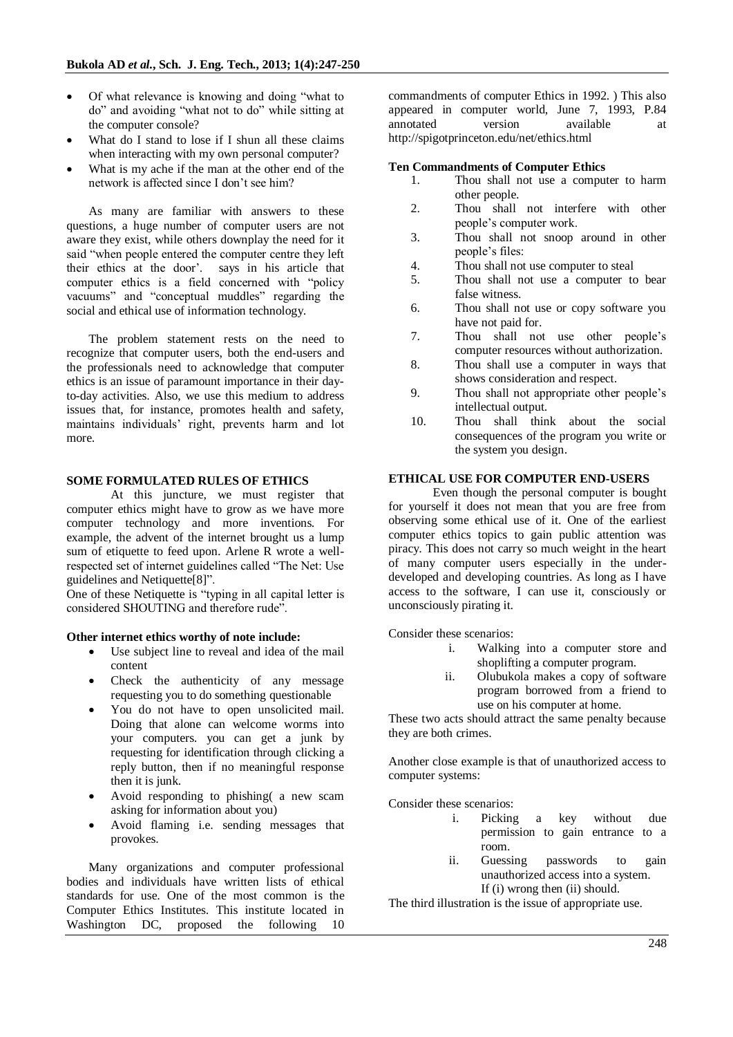- Of what relevance is knowing and doing "what to do" and avoiding "what not to do" while sitting at the computer console?
- What do I stand to lose if I shun all these claims when interacting with my own personal computer?
- What is my ache if the man at the other end of the network is affected since I don't see him?

As many are familiar with answers to these questions, a huge number of computer users are not aware they exist, while others downplay the need for it said "when people entered the computer centre they left their ethics at the door'. says in his article that computer ethics is a field concerned with "policy vacuums" and "conceptual muddles" regarding the social and ethical use of information technology.

The problem statement rests on the need to recognize that computer users, both the end-users and the professionals need to acknowledge that computer ethics is an issue of paramount importance in their day-to-day activities. Also, we use this medium to address issues that, for instance, promotes health and safety, maintains individuals' right, prevents harm and lot more.

**SOME FORMULATED RULES OF ETHICS**

At this juncture, we must register that computer ethics might have to grow as we have more computer technology and more inventions. For example, the advent of the internet brought us a lump sum of etiquette to feed upon. Arlene R wrote a well-respected set of internet guidelines called "The Net: Use guidelines and Netiquette[8]".

One of these Netiquette is "typing in all capital letter is considered SHOUTING and therefore rude".

**Other internet ethics worthy of note include:**

- Use subject line to reveal and idea of the mail content
- Check the authenticity of any message requesting you to do something questionable
- You do not have to open unsolicited mail. Doing that alone can welcome worms into your computers. you can get a junk by requesting for identification through clicking a reply button, then if no meaningful response then it is junk.
- Avoid responding to phishing( a new scam asking for information about you)
- Avoid flaming i.e. sending messages that provokes.

Many organizations and computer professional bodies and individuals have written lists of ethical standards for use. One of the most common is the Computer Ethics Institutes. This institute located in Washington DC, proposed the following 10 commandments of computer Ethics in 1992. ) This also appeared in computer world, June 7, 1993, P.84 annotated version available at http://spigotprinceton.edu/net/ethics.html

**Ten Commandments of Computer Ethics**

1. Thou shall not use a computer to harm other people.
2. Thou shall not interfere with other people's computer work.
3. Thou shall not snoop around in other people's files:
4. Thou shall not use computer to steal
5. Thou shall not use a computer to bear false witness.
6. Thou shall not use or copy software you have not paid for.
7. Thou shall not use other people's computer resources without authorization.
8. Thou shall use a computer in ways that shows consideration and respect.
9. Thou shall not appropriate other people's intellectual output.
10. Thou shall think about the social consequences of the program you write or the system you design.

**ETHICAL USE FOR COMPUTER END-USERS**

Even though the personal computer is bought for yourself it does not mean that you are free from observing some ethical use of it. One of the earliest computer ethics topics to gain public attention was piracy. This does not carry so much weight in the heart of many computer users especially in the under-developed and developing countries. As long as I have access to the software, I can use it, consciously or unconsciously pirating it.

Consider these scenarios:

i. Walking into a computer store and shoplifting a computer program.
ii. Olubukola makes a copy of software program borrowed from a friend to use on his computer at home.

These two acts should attract the same penalty because they are both crimes.

Another close example is that of unauthorized access to computer systems:

Consider these scenarios:

i. Picking a key without due permission to gain entrance to a room.
ii. Guessing passwords to gain unauthorized access into a system.
If (i) wrong then (ii) should.

The third illustration is the issue of appropriate use.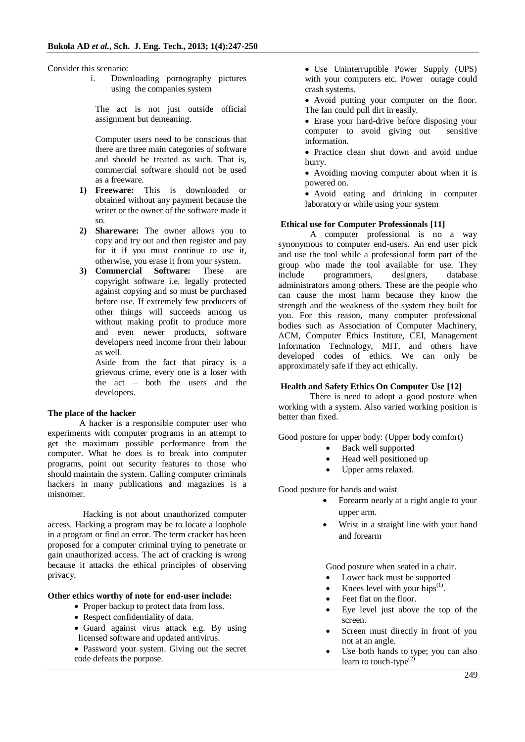Consider this scenario:

i. Downloading pornography pictures using the companies system

The act is not just outside official assignment but demeaning.

Computer users need to be conscious that there are three main categories of software and should be treated as such. That is, commercial software should not be used as a freeware.

1) **Freeware:** This is downloaded or obtained without any payment because the writer or the owner of the software made it so.
2) **Shareware:** The owner allows you to copy and try out and then register and pay for it if you must continue to use it, otherwise, you erase it from your system.
3) **Commercial Software:** These are copyright software i.e. legally protected against copying and so must be purchased before use. If extremely few producers of other things will succeeds among us without making profit to produce more and even newer products, software developers need income from their labour as well.

Aside from the fact that piracy is a grievous crime, every one is a loser with the act – both the users and the developers.

**The place of the hacker**

A hacker is a responsible computer user who experiments with computer programs in an attempt to get the maximum possible performance from the computer. What he does is to break into computer programs, point out security features to those who should maintain the system. Calling computer criminals hackers in many publications and magazines is a misnomer.

Hacking is not about unauthorized computer access. Hacking a program may be to locate a loophole in a program or find an error. The term cracker has been proposed for a computer criminal trying to penetrate or gain unauthorized access. The act of cracking is wrong because it attacks the ethical principles of observing privacy.

**Other ethics worthy of note for end-user include:**

- Proper backup to protect data from loss.
- Respect confidentiality of data.
- Guard against virus attack e.g. By using licensed software and updated antivirus.
- Password your system. Giving out the secret code defeats the purpose.
- Use Uninterruptible Power Supply (UPS) with your computers etc. Power outage could crash systems.
- Avoid putting your computer on the floor. The fan could pull dirt in easily.
- Erase your hard-drive before disposing your computer to avoid giving out sensitive information.
- Practice clean shut down and avoid undue hurry.
- Avoiding moving computer about when it is powered on.
- Avoid eating and drinking in computer laboratory or while using your system

**Ethical use for Computer Professionals [11]**

A computer professional is no a way synonymous to computer end-users. An end user pick and use the tool while a professional form part of the group who made the tool available for use. They include programmers, designers, database administrators among others. These are the people who can cause the most harm because they know the strength and the weakness of the system they built for you. For this reason, many computer professional bodies such as Association of Computer Machinery, ACM, Computer Ethics Institute, CEI, Management Information Technology, MIT, and others have developed codes of ethics. We can only be approximately safe if they act ethically.

**Health and Safety Ethics On Computer Use [12]**

There is need to adopt a good posture when working with a system. Also varied working position is better than fixed.

Good posture for upper body: (Upper body comfort)

- Back well supported
- Head well positioned up
- Upper arms relaxed.

Good posture for hands and waist

- Forearm nearly at a right angle to your upper arm.
- Wrist in a straight line with your hand and forearm

Good posture when seated in a chair.

- Lower back must be supported
- Knees level with your hips(1).
- Feet flat on the floor.
- Eye level just above the top of the screen.
- Screen must directly in front of you not at an angle.
- Use both hands to type; you can also learn to touch-type(2)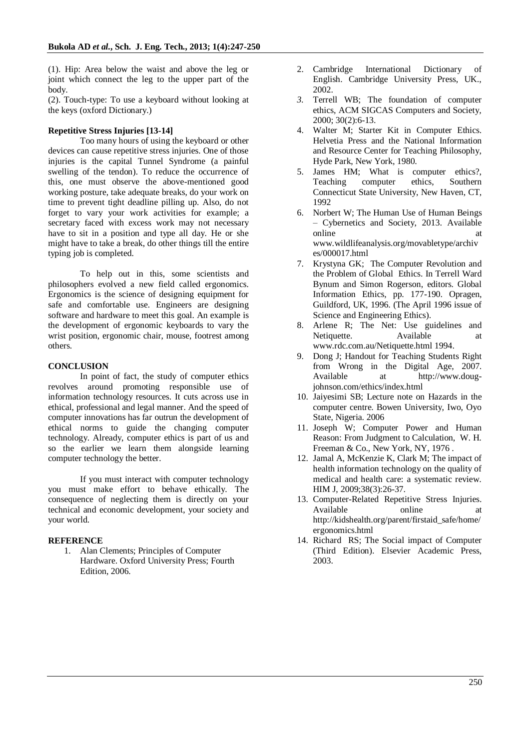(1). Hip: Area below the waist and above the leg or joint which connect the leg to the upper part of the body.

(2). Touch-type: To use a keyboard without looking at the keys (oxford Dictionary.)

**Repetitive Stress Injuries [13-14]**

Too many hours of using the keyboard or other devices can cause repetitive stress injuries. One of those injuries is the capital Tunnel Syndrome (a painful swelling of the tendon). To reduce the occurrence of this, one must observe the above-mentioned good working posture, take adequate breaks, do your work on time to prevent tight deadline pilling up. Also, do not forget to vary your work activities for example; a secretary faced with excess work may not necessary have to sit in a position and type all day. He or she might have to take a break, do other things till the entire typing job is completed.

To help out in this, some scientists and philosophers evolved a new field called ergonomics. Ergonomics is the science of designing equipment for safe and comfortable use. Engineers are designing software and hardware to meet this goal. An example is the development of ergonomic keyboards to vary the wrist position, ergonomic chair, mouse, footrest among others.

## CONCLUSION

In point of fact, the study of computer ethics revolves around promoting responsible use of information technology resources. It cuts across use in ethical, professional and legal manner. And the speed of computer innovations has far outrun the development of ethical norms to guide the changing computer technology. Already, computer ethics is part of us and so the earlier we learn them alongside learning computer technology the better.

If you must interact with computer technology you must make effort to behave ethically. The consequence of neglecting them is directly on your technical and economic development, your society and your world.

## REFERENCE

1. Alan Clements; Principles of Computer Hardware. Oxford University Press; Fourth Edition, 2006.
2. Cambridge International Dictionary of English. Cambridge University Press, UK., 2002.
3. Terrell WB; The foundation of computer ethics, ACM SIGCAS Computers and Society, 2000; 30(2):6-13.
4. Walter M; Starter Kit in Computer Ethics. Helvetia Press and the National Information and Resource Center for Teaching Philosophy, Hyde Park, New York, 1980.
5. James HM; What is computer ethics?, Teaching computer ethics, Southern Connecticut State University, New Haven, CT, 1992
6. Norbert W; The Human Use of Human Beings – Cybernetics and Society, 2013. Available online at www.wildlifeanalysis.org/movabletype/archives/000017.html
7. Krystyna GK; The Computer Revolution and the Problem of Global Ethics. In Terrell Ward Bynum and Simon Rogerson, editors. Global Information Ethics, pp. 177-190. Opragen, Guildford, UK, 1996. (The April 1996 issue of Science and Engineering Ethics).
8. Arlene R; The Net: Use guidelines and Netiquette. Available at www.rdc.com.au/Netiquette.html 1994.
9. Dong J; Handout for Teaching Students Right from Wrong in the Digital Age, 2007. Available at http://www.doug-johnson.com/ethics/index.html
10. Jaiyesimi SB; Lecture note on Hazards in the computer centre. Bowen University, Iwo, Oyo State, Nigeria. 2006
11. Joseph W; Computer Power and Human Reason: From Judgment to Calculation, W. H. Freeman & Co., New York, NY, 1976 .
12. Jamal A, McKenzie K, Clark M; The impact of health information technology on the quality of medical and health care: a systematic review. HIM J, 2009;38(3):26-37.
13. Computer-Related Repetitive Stress Injuries. Available online at http://kidshealth.org/parent/firstaid_safe/home/ergonomics.html
14. Richard RS; The Social impact of Computer (Third Edition). Elsevier Academic Press, 2003.